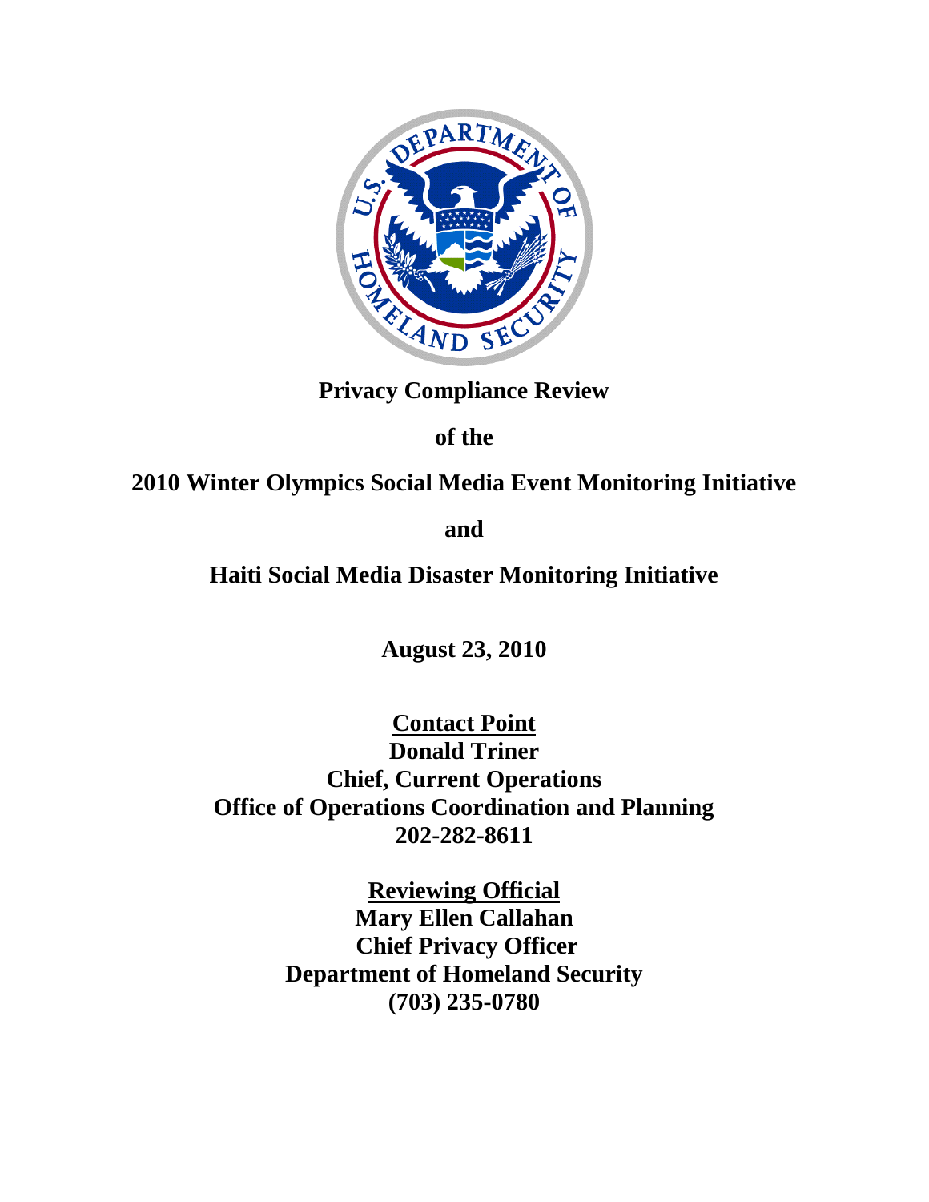# Privacy Compliance Review

**of the**

# 2010 Winter Olympics Social Media Event Monitoring Initiative

**and**

# Haiti Social Media Disaster Monitoring Initiative

**August 23, 2010**

**Contact Point**
**Donald Triner**
**Chief, Current Operations**
**Office of Operations Coordination and Planning**
**202-282-8611**

**Reviewing Official**
**Mary Ellen Callahan**
**Chief Privacy Officer**
**Department of Homeland Security**
**(703) 235-0780**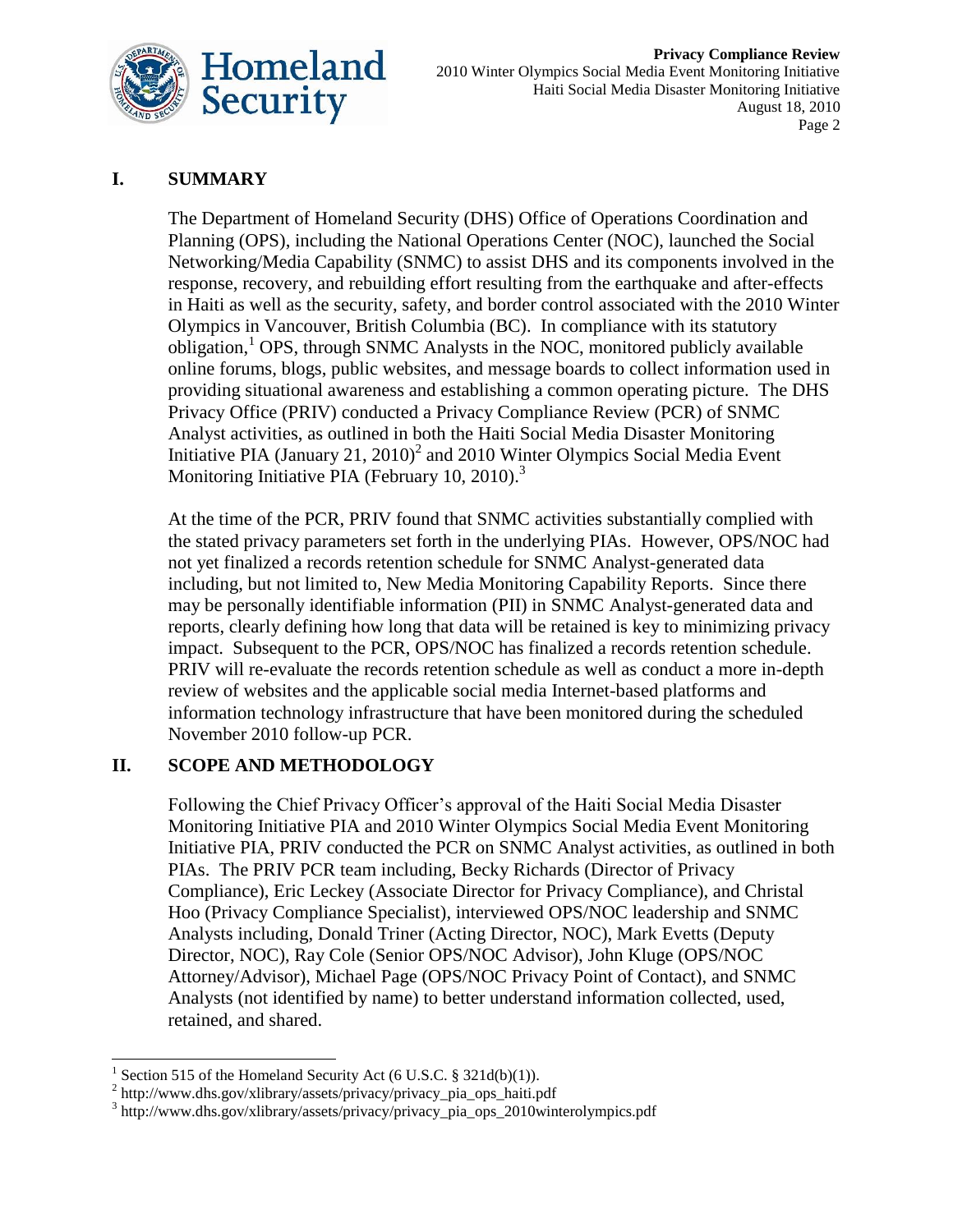## I. SUMMARY

The Department of Homeland Security (DHS) Office of Operations Coordination and Planning (OPS), including the National Operations Center (NOC), launched the Social Networking/Media Capability (SNMC) to assist DHS and its components involved in the response, recovery, and rebuilding effort resulting from the earthquake and after-effects in Haiti as well as the security, safety, and border control associated with the 2010 Winter Olympics in Vancouver, British Columbia (BC). In compliance with its statutory obligation,[1] OPS, through SNMC Analysts in the NOC, monitored publicly available online forums, blogs, public websites, and message boards to collect information used in providing situational awareness and establishing a common operating picture. The DHS Privacy Office (PRIV) conducted a Privacy Compliance Review (PCR) of SNMC Analyst activities, as outlined in both the Haiti Social Media Disaster Monitoring Initiative PIA (January 21, 2010)[2] and 2010 Winter Olympics Social Media Event Monitoring Initiative PIA (February 10, 2010).[3]

At the time of the PCR, PRIV found that SNMC activities substantially complied with the stated privacy parameters set forth in the underlying PIAs. However, OPS/NOC had not yet finalized a records retention schedule for SNMC Analyst-generated data including, but not limited to, New Media Monitoring Capability Reports. Since there may be personally identifiable information (PII) in SNMC Analyst-generated data and reports, clearly defining how long that data will be retained is key to minimizing privacy impact. Subsequent to the PCR, OPS/NOC has finalized a records retention schedule. PRIV will re-evaluate the records retention schedule as well as conduct a more in-depth review of websites and the applicable social media Internet-based platforms and information technology infrastructure that have been monitored during the scheduled November 2010 follow-up PCR.

## II. SCOPE AND METHODOLOGY

Following the Chief Privacy Officer's approval of the Haiti Social Media Disaster Monitoring Initiative PIA and 2010 Winter Olympics Social Media Event Monitoring Initiative PIA, PRIV conducted the PCR on SNMC Analyst activities, as outlined in both PIAs. The PRIV PCR team including, Becky Richards (Director of Privacy Compliance), Eric Leckey (Associate Director for Privacy Compliance), and Christal Hoo (Privacy Compliance Specialist), interviewed OPS/NOC leadership and SNMC Analysts including, Donald Triner (Acting Director, NOC), Mark Evetts (Deputy Director, NOC), Ray Cole (Senior OPS/NOC Advisor), John Kluge (OPS/NOC Attorney/Advisor), Michael Page (OPS/NOC Privacy Point of Contact), and SNMC Analysts (not identified by name) to better understand information collected, used, retained, and shared.

---

[1] Section 515 of the Homeland Security Act (6 U.S.C. § 321d(b)(1)).

[2] http://www.dhs.gov/xlibrary/assets/privacy/privacy_pia_ops_haiti.pdf

[3] http://www.dhs.gov/xlibrary/assets/privacy/privacy_pia_ops_2010winterolympics.pdf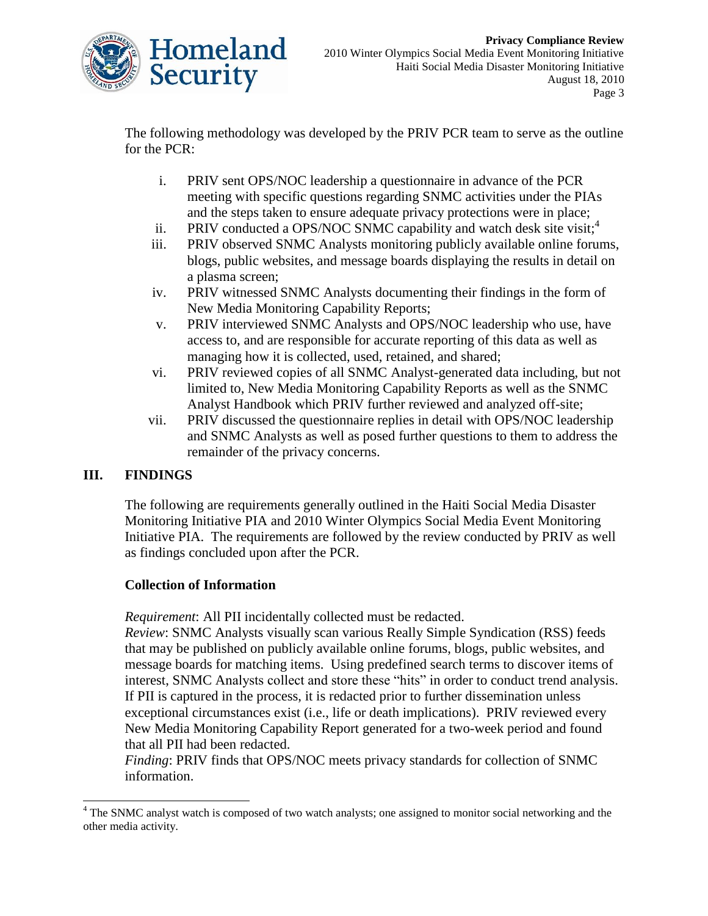The following methodology was developed by the PRIV PCR team to serve as the outline for the PCR:

i. PRIV sent OPS/NOC leadership a questionnaire in advance of the PCR meeting with specific questions regarding SNMC activities under the PIAs and the steps taken to ensure adequate privacy protections were in place;
ii. PRIV conducted a OPS/NOC SNMC capability and watch desk site visit;[4]
iii. PRIV observed SNMC Analysts monitoring publicly available online forums, blogs, public websites, and message boards displaying the results in detail on a plasma screen;
iv. PRIV witnessed SNMC Analysts documenting their findings in the form of New Media Monitoring Capability Reports;
v. PRIV interviewed SNMC Analysts and OPS/NOC leadership who use, have access to, and are responsible for accurate reporting of this data as well as managing how it is collected, used, retained, and shared;
vi. PRIV reviewed copies of all SNMC Analyst-generated data including, but not limited to, New Media Monitoring Capability Reports as well as the SNMC Analyst Handbook which PRIV further reviewed and analyzed off-site;
vii. PRIV discussed the questionnaire replies in detail with OPS/NOC leadership and SNMC Analysts as well as posed further questions to them to address the remainder of the privacy concerns.

## III. FINDINGS

The following are requirements generally outlined in the Haiti Social Media Disaster Monitoring Initiative PIA and 2010 Winter Olympics Social Media Event Monitoring Initiative PIA. The requirements are followed by the review conducted by PRIV as well as findings concluded upon after the PCR.

### Collection of Information

*Requirement*: All PII incidentally collected must be redacted.
*Review*: SNMC Analysts visually scan various Really Simple Syndication (RSS) feeds that may be published on publicly available online forums, blogs, public websites, and message boards for matching items. Using predefined search terms to discover items of interest, SNMC Analysts collect and store these "hits" in order to conduct trend analysis. If PII is captured in the process, it is redacted prior to further dissemination unless exceptional circumstances exist (i.e., life or death implications). PRIV reviewed every New Media Monitoring Capability Report generated for a two-week period and found that all PII had been redacted.
*Finding*: PRIV finds that OPS/NOC meets privacy standards for collection of SNMC information.

[4] The SNMC analyst watch is composed of two watch analysts; one assigned to monitor social networking and the other media activity.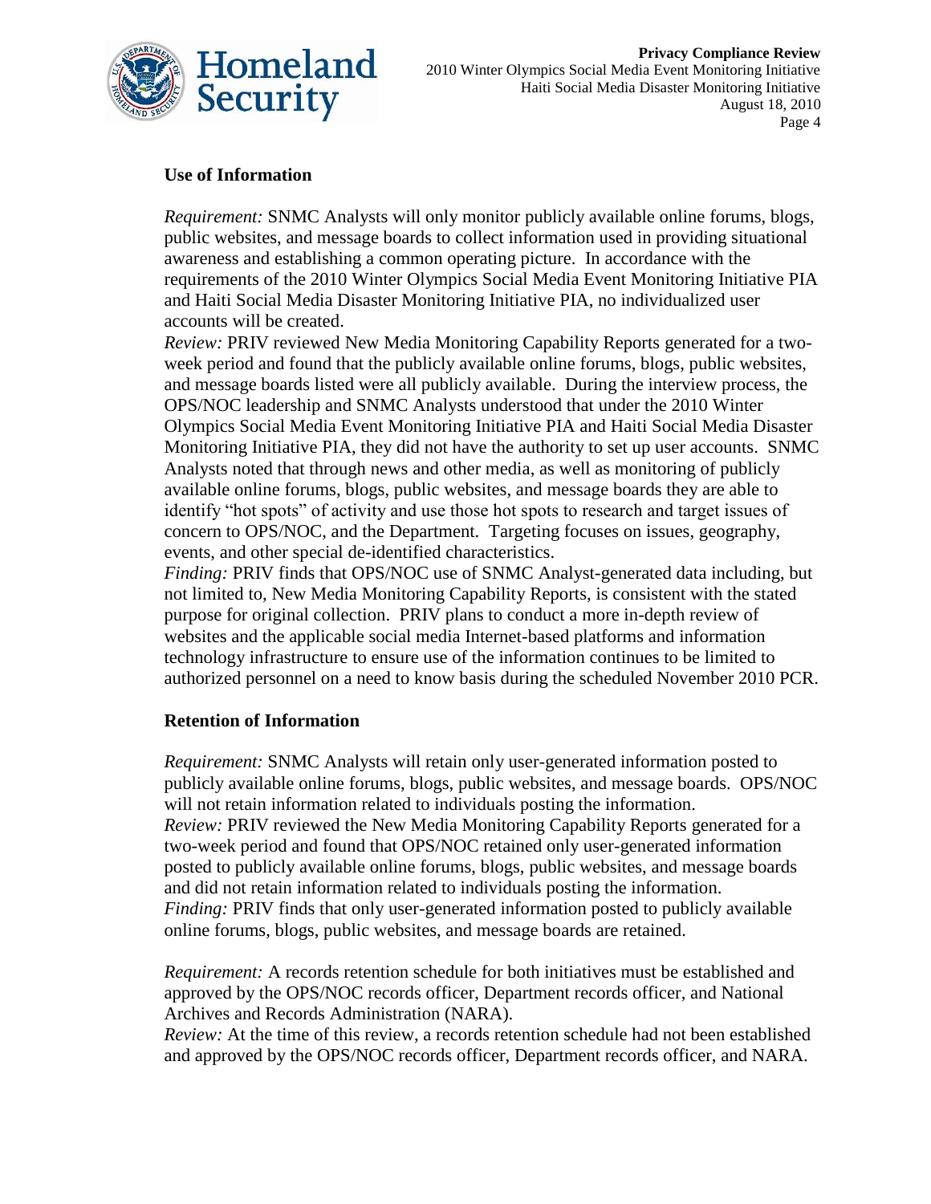## Use of Information

*Requirement:* SNMC Analysts will only monitor publicly available online forums, blogs, public websites, and message boards to collect information used in providing situational awareness and establishing a common operating picture. In accordance with the requirements of the 2010 Winter Olympics Social Media Event Monitoring Initiative PIA and Haiti Social Media Disaster Monitoring Initiative PIA, no individualized user accounts will be created.

*Review:* PRIV reviewed New Media Monitoring Capability Reports generated for a two-week period and found that the publicly available online forums, blogs, public websites, and message boards listed were all publicly available. During the interview process, the OPS/NOC leadership and SNMC Analysts understood that under the 2010 Winter Olympics Social Media Event Monitoring Initiative PIA and Haiti Social Media Disaster Monitoring Initiative PIA, they did not have the authority to set up user accounts. SNMC Analysts noted that through news and other media, as well as monitoring of publicly available online forums, blogs, public websites, and message boards they are able to identify "hot spots" of activity and use those hot spots to research and target issues of concern to OPS/NOC, and the Department. Targeting focuses on issues, geography, events, and other special de-identified characteristics.

*Finding:* PRIV finds that OPS/NOC use of SNMC Analyst-generated data including, but not limited to, New Media Monitoring Capability Reports, is consistent with the stated purpose for original collection. PRIV plans to conduct a more in-depth review of websites and the applicable social media Internet-based platforms and information technology infrastructure to ensure use of the information continues to be limited to authorized personnel on a need to know basis during the scheduled November 2010 PCR.

## Retention of Information

*Requirement:* SNMC Analysts will retain only user-generated information posted to publicly available online forums, blogs, public websites, and message boards. OPS/NOC will not retain information related to individuals posting the information.

*Review:* PRIV reviewed the New Media Monitoring Capability Reports generated for a two-week period and found that OPS/NOC retained only user-generated information posted to publicly available online forums, blogs, public websites, and message boards and did not retain information related to individuals posting the information.

*Finding:* PRIV finds that only user-generated information posted to publicly available online forums, blogs, public websites, and message boards are retained.

*Requirement:* A records retention schedule for both initiatives must be established and approved by the OPS/NOC records officer, Department records officer, and National Archives and Records Administration (NARA).

*Review:* At the time of this review, a records retention schedule had not been established and approved by the OPS/NOC records officer, Department records officer, and NARA.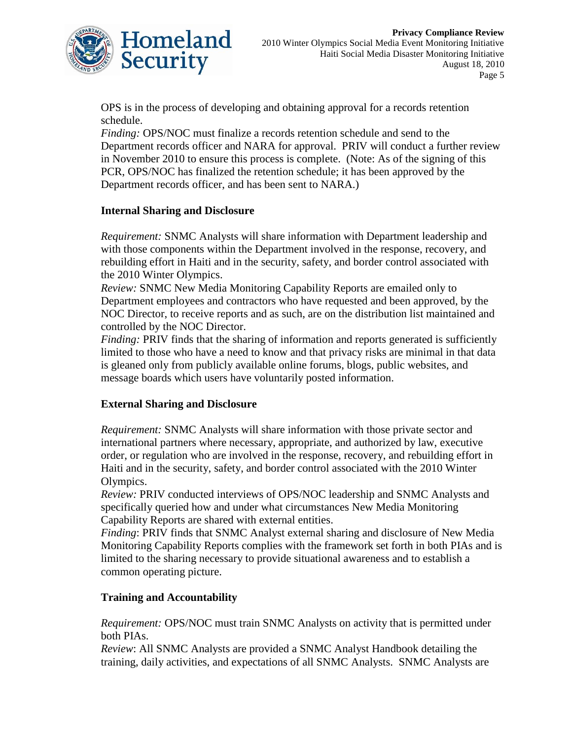OPS is in the process of developing and obtaining approval for a records retention schedule.

*Finding:* OPS/NOC must finalize a records retention schedule and send to the Department records officer and NARA for approval. PRIV will conduct a further review in November 2010 to ensure this process is complete. (Note: As of the signing of this PCR, OPS/NOC has finalized the retention schedule; it has been approved by the Department records officer, and has been sent to NARA.)

**Internal Sharing and Disclosure**

*Requirement:* SNMC Analysts will share information with Department leadership and with those components within the Department involved in the response, recovery, and rebuilding effort in Haiti and in the security, safety, and border control associated with the 2010 Winter Olympics.

*Review:* SNMC New Media Monitoring Capability Reports are emailed only to Department employees and contractors who have requested and been approved, by the NOC Director, to receive reports and as such, are on the distribution list maintained and controlled by the NOC Director.

*Finding:* PRIV finds that the sharing of information and reports generated is sufficiently limited to those who have a need to know and that privacy risks are minimal in that data is gleaned only from publicly available online forums, blogs, public websites, and message boards which users have voluntarily posted information.

**External Sharing and Disclosure**

*Requirement:* SNMC Analysts will share information with those private sector and international partners where necessary, appropriate, and authorized by law, executive order, or regulation who are involved in the response, recovery, and rebuilding effort in Haiti and in the security, safety, and border control associated with the 2010 Winter Olympics.

*Review:* PRIV conducted interviews of OPS/NOC leadership and SNMC Analysts and specifically queried how and under what circumstances New Media Monitoring Capability Reports are shared with external entities.

*Finding*: PRIV finds that SNMC Analyst external sharing and disclosure of New Media Monitoring Capability Reports complies with the framework set forth in both PIAs and is limited to the sharing necessary to provide situational awareness and to establish a common operating picture.

**Training and Accountability**

*Requirement:* OPS/NOC must train SNMC Analysts on activity that is permitted under both PIAs.

*Review*: All SNMC Analysts are provided a SNMC Analyst Handbook detailing the training, daily activities, and expectations of all SNMC Analysts. SNMC Analysts are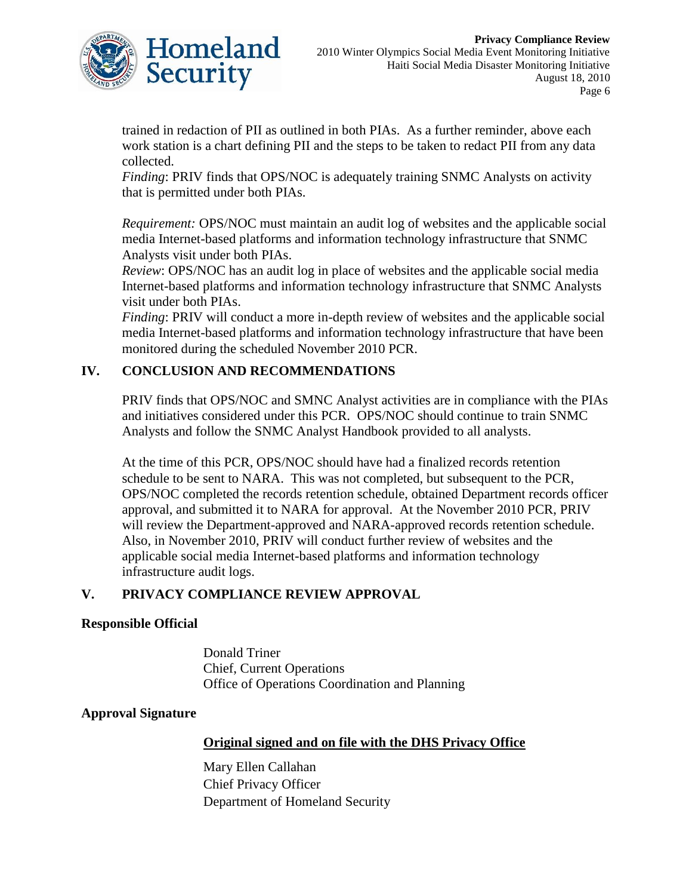trained in redaction of PII as outlined in both PIAs. As a further reminder, above each work station is a chart defining PII and the steps to be taken to redact PII from any data collected.
*Finding*: PRIV finds that OPS/NOC is adequately training SNMC Analysts on activity that is permitted under both PIAs.

*Requirement:* OPS/NOC must maintain an audit log of websites and the applicable social media Internet-based platforms and information technology infrastructure that SNMC Analysts visit under both PIAs.
*Review*: OPS/NOC has an audit log in place of websites and the applicable social media Internet-based platforms and information technology infrastructure that SNMC Analysts visit under both PIAs.
*Finding*: PRIV will conduct a more in-depth review of websites and the applicable social media Internet-based platforms and information technology infrastructure that have been monitored during the scheduled November 2010 PCR.

## IV. CONCLUSION AND RECOMMENDATIONS

PRIV finds that OPS/NOC and SMNC Analyst activities are in compliance with the PIAs and initiatives considered under this PCR. OPS/NOC should continue to train SNMC Analysts and follow the SNMC Analyst Handbook provided to all analysts.

At the time of this PCR, OPS/NOC should have had a finalized records retention schedule to be sent to NARA. This was not completed, but subsequent to the PCR, OPS/NOC completed the records retention schedule, obtained Department records officer approval, and submitted it to NARA for approval. At the November 2010 PCR, PRIV will review the Department-approved and NARA-approved records retention schedule. Also, in November 2010, PRIV will conduct further review of websites and the applicable social media Internet-based platforms and information technology infrastructure audit logs.

## V. PRIVACY COMPLIANCE REVIEW APPROVAL

**Responsible Official**

Donald Triner
Chief, Current Operations
Office of Operations Coordination and Planning

**Approval Signature**

**Original signed and on file with the DHS Privacy Office**

Mary Ellen Callahan
Chief Privacy Officer
Department of Homeland Security